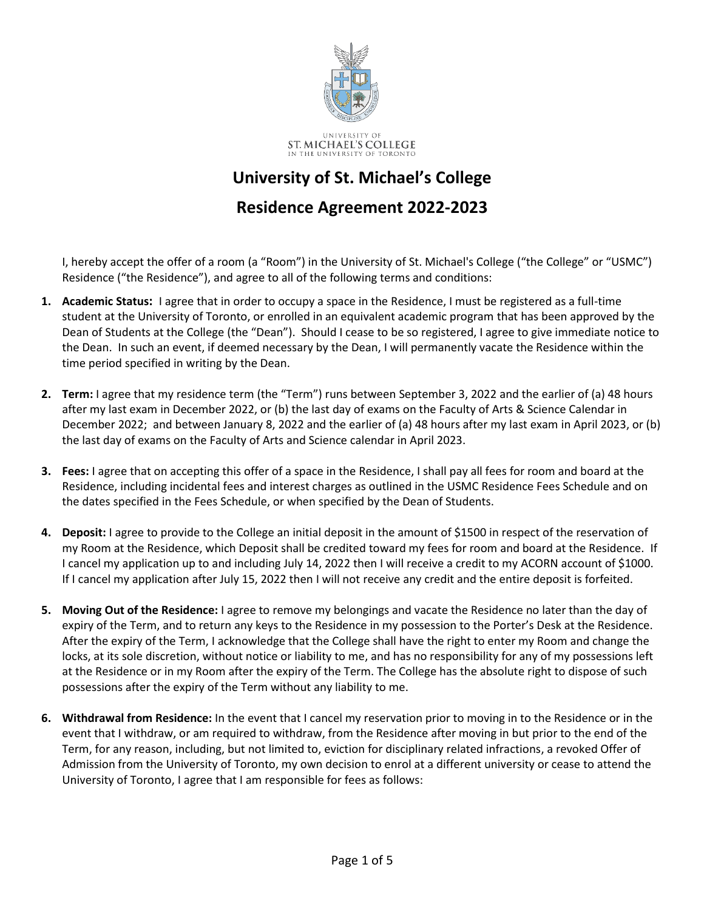UNIVERSITY OF
ST. MICHAEL'S COLLEGE
IN THE UNIVERSITY OF TORONTO

# University of St. Michael's College

# Residence Agreement 2022-2023

I, hereby accept the offer of a room (a "Room") in the University of St. Michael's College ("the College" or "USMC") Residence ("the Residence"), and agree to all of the following terms and conditions:

1. **Academic Status:** I agree that in order to occupy a space in the Residence, I must be registered as a full-time student at the University of Toronto, or enrolled in an equivalent academic program that has been approved by the Dean of Students at the College (the "Dean"). Should I cease to be so registered, I agree to give immediate notice to the Dean. In such an event, if deemed necessary by the Dean, I will permanently vacate the Residence within the time period specified in writing by the Dean.

2. **Term:** I agree that my residence term (the "Term") runs between September 3, 2022 and the earlier of (a) 48 hours after my last exam in December 2022, or (b) the last day of exams on the Faculty of Arts & Science Calendar in December 2022; and between January 8, 2022 and the earlier of (a) 48 hours after my last exam in April 2023, or (b) the last day of exams on the Faculty of Arts and Science calendar in April 2023.

3. **Fees:** I agree that on accepting this offer of a space in the Residence, I shall pay all fees for room and board at the Residence, including incidental fees and interest charges as outlined in the USMC Residence Fees Schedule and on the dates specified in the Fees Schedule, or when specified by the Dean of Students.

4. **Deposit:** I agree to provide to the College an initial deposit in the amount of $1500 in respect of the reservation of my Room at the Residence, which Deposit shall be credited toward my fees for room and board at the Residence. If I cancel my application up to and including July 14, 2022 then I will receive a credit to my ACORN account of $1000. If I cancel my application after July 15, 2022 then I will not receive any credit and the entire deposit is forfeited.

5. **Moving Out of the Residence:** I agree to remove my belongings and vacate the Residence no later than the day of expiry of the Term, and to return any keys to the Residence in my possession to the Porter's Desk at the Residence. After the expiry of the Term, I acknowledge that the College shall have the right to enter my Room and change the locks, at its sole discretion, without notice or liability to me, and has no responsibility for any of my possessions left at the Residence or in my Room after the expiry of the Term. The College has the absolute right to dispose of such possessions after the expiry of the Term without any liability to me.

6. **Withdrawal from Residence:** In the event that I cancel my reservation prior to moving in to the Residence or in the event that I withdraw, or am required to withdraw, from the Residence after moving in but prior to the end of the Term, for any reason, including, but not limited to, eviction for disciplinary related infractions, a revoked Offer of Admission from the University of Toronto, my own decision to enrol at a different university or cease to attend the University of Toronto, I agree that I am responsible for fees as follows: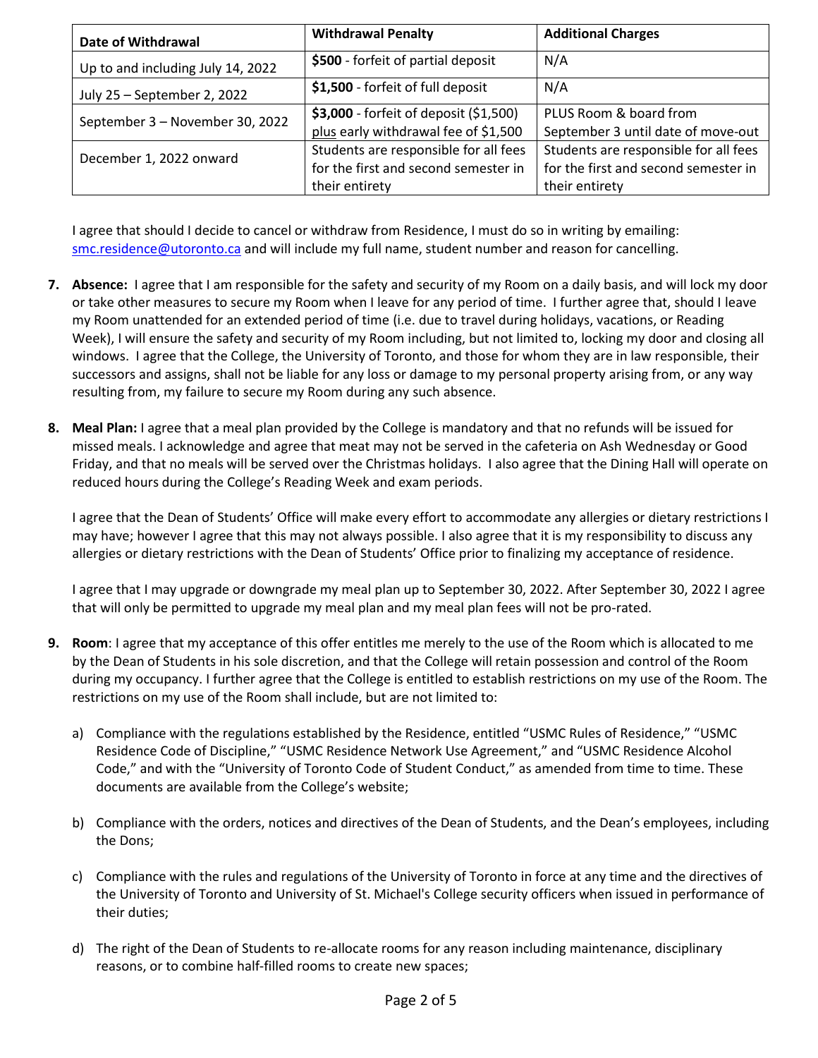| Date of Withdrawal | Withdrawal Penalty | Additional Charges |
|---|---|---|
| Up to and including July 14, 2022 | **$500** - forfeit of partial deposit | N/A |
| July 25 – September 2, 2022 | **$1,500** - forfeit of full deposit | N/A |
| September 3 – November 30, 2022 | **$3,000** - forfeit of deposit ($1,500) plus early withdrawal fee of $1,500 | PLUS Room & board from September 3 until date of move-out |
| December 1, 2022 onward | Students are responsible for all fees for the first and second semester in their entirety | Students are responsible for all fees for the first and second semester in their entirety |

I agree that should I decide to cancel or withdraw from Residence, I must do so in writing by emailing: smc.residence@utoronto.ca and will include my full name, student number and reason for cancelling.

7. **Absence:** I agree that I am responsible for the safety and security of my Room on a daily basis, and will lock my door or take other measures to secure my Room when I leave for any period of time. I further agree that, should I leave my Room unattended for an extended period of time (i.e. due to travel during holidays, vacations, or Reading Week), I will ensure the safety and security of my Room including, but not limited to, locking my door and closing all windows. I agree that the College, the University of Toronto, and those for whom they are in law responsible, their successors and assigns, shall not be liable for any loss or damage to my personal property arising from, or any way resulting from, my failure to secure my Room during any such absence.

8. **Meal Plan:** I agree that a meal plan provided by the College is mandatory and that no refunds will be issued for missed meals. I acknowledge and agree that meat may not be served in the cafeteria on Ash Wednesday or Good Friday, and that no meals will be served over the Christmas holidays. I also agree that the Dining Hall will operate on reduced hours during the College's Reading Week and exam periods.

   I agree that the Dean of Students' Office will make every effort to accommodate any allergies or dietary restrictions I may have; however I agree that this may not always possible. I also agree that it is my responsibility to discuss any allergies or dietary restrictions with the Dean of Students' Office prior to finalizing my acceptance of residence.

   I agree that I may upgrade or downgrade my meal plan up to September 30, 2022. After September 30, 2022 I agree that will only be permitted to upgrade my meal plan and my meal plan fees will not be pro-rated.

9. **Room**: I agree that my acceptance of this offer entitles me merely to the use of the Room which is allocated to me by the Dean of Students in his sole discretion, and that the College will retain possession and control of the Room during my occupancy. I further agree that the College is entitled to establish restrictions on my use of the Room. The restrictions on my use of the Room shall include, but are not limited to:

   a) Compliance with the regulations established by the Residence, entitled "USMC Rules of Residence," "USMC Residence Code of Discipline," "USMC Residence Network Use Agreement," and "USMC Residence Alcohol Code," and with the "University of Toronto Code of Student Conduct," as amended from time to time. These documents are available from the College's website;

   b) Compliance with the orders, notices and directives of the Dean of Students, and the Dean's employees, including the Dons;

   c) Compliance with the rules and regulations of the University of Toronto in force at any time and the directives of the University of Toronto and University of St. Michael's College security officers when issued in performance of their duties;

   d) The right of the Dean of Students to re-allocate rooms for any reason including maintenance, disciplinary reasons, or to combine half-filled rooms to create new spaces;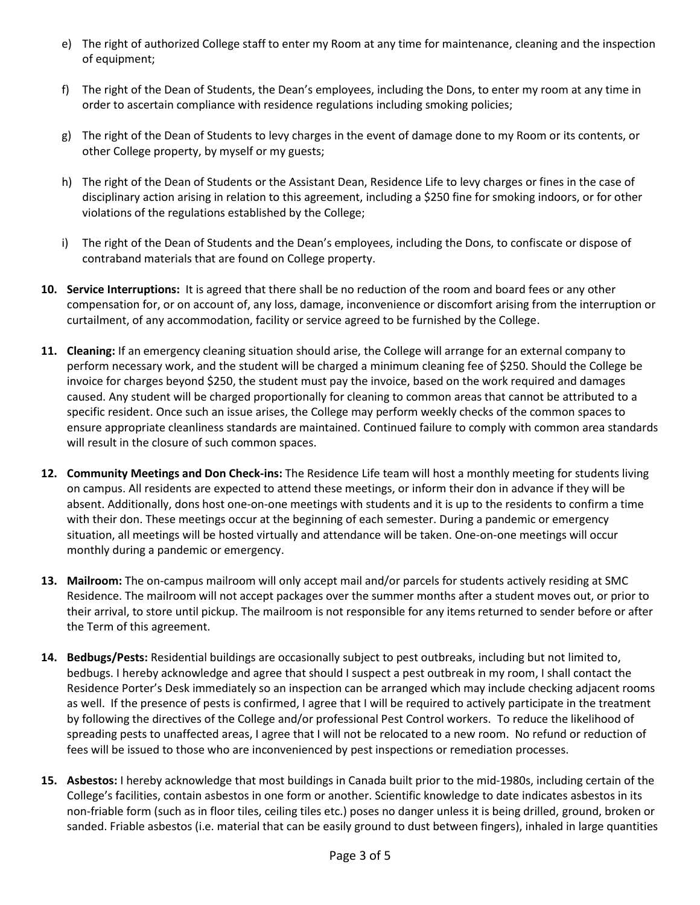e) The right of authorized College staff to enter my Room at any time for maintenance, cleaning and the inspection of equipment;

f) The right of the Dean of Students, the Dean's employees, including the Dons, to enter my room at any time in order to ascertain compliance with residence regulations including smoking policies;

g) The right of the Dean of Students to levy charges in the event of damage done to my Room or its contents, or other College property, by myself or my guests;

h) The right of the Dean of Students or the Assistant Dean, Residence Life to levy charges or fines in the case of disciplinary action arising in relation to this agreement, including a $250 fine for smoking indoors, or for other violations of the regulations established by the College;

i) The right of the Dean of Students and the Dean's employees, including the Dons, to confiscate or dispose of contraband materials that are found on College property.

10. **Service Interruptions:** It is agreed that there shall be no reduction of the room and board fees or any other compensation for, or on account of, any loss, damage, inconvenience or discomfort arising from the interruption or curtailment, of any accommodation, facility or service agreed to be furnished by the College.

11. **Cleaning:** If an emergency cleaning situation should arise, the College will arrange for an external company to perform necessary work, and the student will be charged a minimum cleaning fee of $250. Should the College be invoice for charges beyond $250, the student must pay the invoice, based on the work required and damages caused. Any student will be charged proportionally for cleaning to common areas that cannot be attributed to a specific resident. Once such an issue arises, the College may perform weekly checks of the common spaces to ensure appropriate cleanliness standards are maintained. Continued failure to comply with common area standards will result in the closure of such common spaces.

12. **Community Meetings and Don Check-ins:** The Residence Life team will host a monthly meeting for students living on campus. All residents are expected to attend these meetings, or inform their don in advance if they will be absent. Additionally, dons host one-on-one meetings with students and it is up to the residents to confirm a time with their don. These meetings occur at the beginning of each semester. During a pandemic or emergency situation, all meetings will be hosted virtually and attendance will be taken. One-on-one meetings will occur monthly during a pandemic or emergency.

13. **Mailroom:** The on-campus mailroom will only accept mail and/or parcels for students actively residing at SMC Residence. The mailroom will not accept packages over the summer months after a student moves out, or prior to their arrival, to store until pickup. The mailroom is not responsible for any items returned to sender before or after the Term of this agreement.

14. **Bedbugs/Pests:** Residential buildings are occasionally subject to pest outbreaks, including but not limited to, bedbugs. I hereby acknowledge and agree that should I suspect a pest outbreak in my room, I shall contact the Residence Porter's Desk immediately so an inspection can be arranged which may include checking adjacent rooms as well. If the presence of pests is confirmed, I agree that I will be required to actively participate in the treatment by following the directives of the College and/or professional Pest Control workers. To reduce the likelihood of spreading pests to unaffected areas, I agree that I will not be relocated to a new room. No refund or reduction of fees will be issued to those who are inconvenienced by pest inspections or remediation processes.

15. **Asbestos:** I hereby acknowledge that most buildings in Canada built prior to the mid-1980s, including certain of the College's facilities, contain asbestos in one form or another. Scientific knowledge to date indicates asbestos in its non-friable form (such as in floor tiles, ceiling tiles etc.) poses no danger unless it is being drilled, ground, broken or sanded. Friable asbestos (i.e. material that can be easily ground to dust between fingers), inhaled in large quantities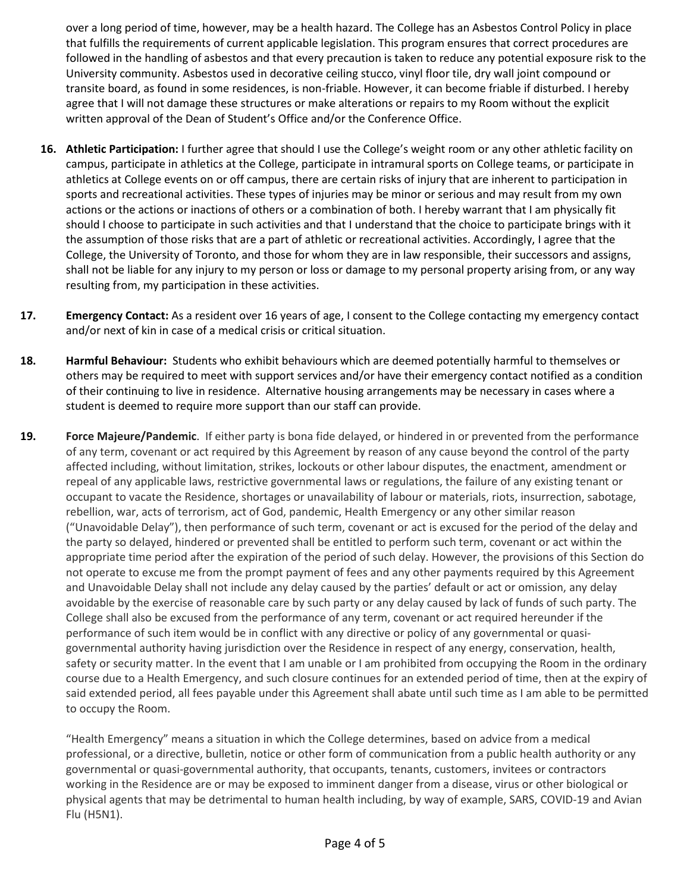over a long period of time, however, may be a health hazard. The College has an Asbestos Control Policy in place that fulfills the requirements of current applicable legislation. This program ensures that correct procedures are followed in the handling of asbestos and that every precaution is taken to reduce any potential exposure risk to the University community. Asbestos used in decorative ceiling stucco, vinyl floor tile, dry wall joint compound or transite board, as found in some residences, is non-friable. However, it can become friable if disturbed. I hereby agree that I will not damage these structures or make alterations or repairs to my Room without the explicit written approval of the Dean of Student's Office and/or the Conference Office.

16. **Athletic Participation:** I further agree that should I use the College's weight room or any other athletic facility on campus, participate in athletics at the College, participate in intramural sports on College teams, or participate in athletics at College events on or off campus, there are certain risks of injury that are inherent to participation in sports and recreational activities. These types of injuries may be minor or serious and may result from my own actions or the actions or inactions of others or a combination of both. I hereby warrant that I am physically fit should I choose to participate in such activities and that I understand that the choice to participate brings with it the assumption of those risks that are a part of athletic or recreational activities. Accordingly, I agree that the College, the University of Toronto, and those for whom they are in law responsible, their successors and assigns, shall not be liable for any injury to my person or loss or damage to my personal property arising from, or any way resulting from, my participation in these activities.

17. **Emergency Contact:** As a resident over 16 years of age, I consent to the College contacting my emergency contact and/or next of kin in case of a medical crisis or critical situation.

18. **Harmful Behaviour:** Students who exhibit behaviours which are deemed potentially harmful to themselves or others may be required to meet with support services and/or have their emergency contact notified as a condition of their continuing to live in residence. Alternative housing arrangements may be necessary in cases where a student is deemed to require more support than our staff can provide.

19. **Force Majeure/Pandemic**. If either party is bona fide delayed, or hindered in or prevented from the performance of any term, covenant or act required by this Agreement by reason of any cause beyond the control of the party affected including, without limitation, strikes, lockouts or other labour disputes, the enactment, amendment or repeal of any applicable laws, restrictive governmental laws or regulations, the failure of any existing tenant or occupant to vacate the Residence, shortages or unavailability of labour or materials, riots, insurrection, sabotage, rebellion, war, acts of terrorism, act of God, pandemic, Health Emergency or any other similar reason ("Unavoidable Delay"), then performance of such term, covenant or act is excused for the period of the delay and the party so delayed, hindered or prevented shall be entitled to perform such term, covenant or act within the appropriate time period after the expiration of the period of such delay. However, the provisions of this Section do not operate to excuse me from the prompt payment of fees and any other payments required by this Agreement and Unavoidable Delay shall not include any delay caused by the parties' default or act or omission, any delay avoidable by the exercise of reasonable care by such party or any delay caused by lack of funds of such party. The College shall also be excused from the performance of any term, covenant or act required hereunder if the performance of such item would be in conflict with any directive or policy of any governmental or quasi-governmental authority having jurisdiction over the Residence in respect of any energy, conservation, health, safety or security matter. In the event that I am unable or I am prohibited from occupying the Room in the ordinary course due to a Health Emergency, and such closure continues for an extended period of time, then at the expiry of said extended period, all fees payable under this Agreement shall abate until such time as I am able to be permitted to occupy the Room.

    "Health Emergency" means a situation in which the College determines, based on advice from a medical professional, or a directive, bulletin, notice or other form of communication from a public health authority or any governmental or quasi-governmental authority, that occupants, tenants, customers, invitees or contractors working in the Residence are or may be exposed to imminent danger from a disease, virus or other biological or physical agents that may be detrimental to human health including, by way of example, SARS, COVID-19 and Avian Flu (H5N1).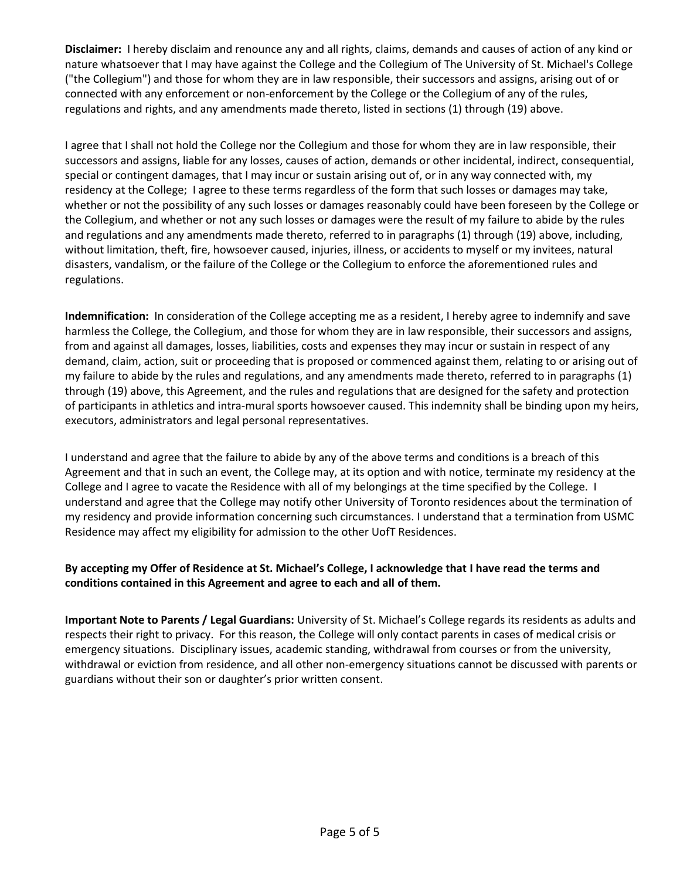**Disclaimer:** I hereby disclaim and renounce any and all rights, claims, demands and causes of action of any kind or nature whatsoever that I may have against the College and the Collegium of The University of St. Michael's College ("the Collegium") and those for whom they are in law responsible, their successors and assigns, arising out of or connected with any enforcement or non-enforcement by the College or the Collegium of any of the rules, regulations and rights, and any amendments made thereto, listed in sections (1) through (19) above.

I agree that I shall not hold the College nor the Collegium and those for whom they are in law responsible, their successors and assigns, liable for any losses, causes of action, demands or other incidental, indirect, consequential, special or contingent damages, that I may incur or sustain arising out of, or in any way connected with, my residency at the College; I agree to these terms regardless of the form that such losses or damages may take, whether or not the possibility of any such losses or damages reasonably could have been foreseen by the College or the Collegium, and whether or not any such losses or damages were the result of my failure to abide by the rules and regulations and any amendments made thereto, referred to in paragraphs (1) through (19) above, including, without limitation, theft, fire, howsoever caused, injuries, illness, or accidents to myself or my invitees, natural disasters, vandalism, or the failure of the College or the Collegium to enforce the aforementioned rules and regulations.

**Indemnification:** In consideration of the College accepting me as a resident, I hereby agree to indemnify and save harmless the College, the Collegium, and those for whom they are in law responsible, their successors and assigns, from and against all damages, losses, liabilities, costs and expenses they may incur or sustain in respect of any demand, claim, action, suit or proceeding that is proposed or commenced against them, relating to or arising out of my failure to abide by the rules and regulations, and any amendments made thereto, referred to in paragraphs (1) through (19) above, this Agreement, and the rules and regulations that are designed for the safety and protection of participants in athletics and intra-mural sports howsoever caused. This indemnity shall be binding upon my heirs, executors, administrators and legal personal representatives.

I understand and agree that the failure to abide by any of the above terms and conditions is a breach of this Agreement and that in such an event, the College may, at its option and with notice, terminate my residency at the College and I agree to vacate the Residence with all of my belongings at the time specified by the College. I understand and agree that the College may notify other University of Toronto residences about the termination of my residency and provide information concerning such circumstances. I understand that a termination from USMC Residence may affect my eligibility for admission to the other UofT Residences.

**By accepting my Offer of Residence at St. Michael's College, I acknowledge that I have read the terms and conditions contained in this Agreement and agree to each and all of them.**

**Important Note to Parents / Legal Guardians:** University of St. Michael's College regards its residents as adults and respects their right to privacy. For this reason, the College will only contact parents in cases of medical crisis or emergency situations. Disciplinary issues, academic standing, withdrawal from courses or from the university, withdrawal or eviction from residence, and all other non-emergency situations cannot be discussed with parents or guardians without their son or daughter's prior written consent.